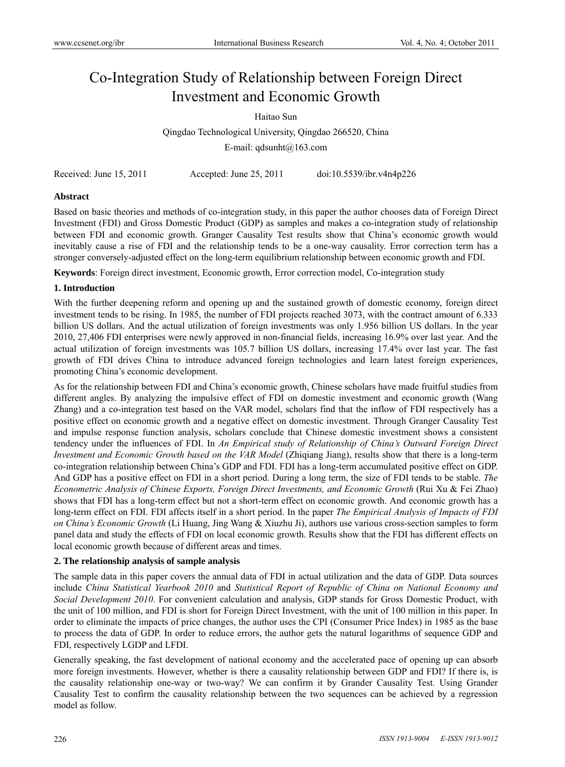# Co-Integration Study of Relationship between Foreign Direct Investment and Economic Growth

Haitao Sun

Qingdao Technological University, Qingdao 266520, China

E-mail: qdsunht@163.com

Received: June 15, 2011 Accepted: June 25, 2011 doi:10.5539/ibr.v4n4p226

**Abstract**

Based on basic theories and methods of co-integration study, in this paper the author chooses data of Foreign Direct Investment (FDI) and Gross Domestic Product (GDP) as samples and makes a co-integration study of relationship between FDI and economic growth. Granger Causality Test results show that China's economic growth would inevitably cause a rise of FDI and the relationship tends to be a one-way causality. Error correction term has a stronger conversely-adjusted effect on the long-term equilibrium relationship between economic growth and FDI.

**Keywords**: Foreign direct investment, Economic growth, Error correction model, Co-integration study

## 1. Introduction

With the further deepening reform and opening up and the sustained growth of domestic economy, foreign direct investment tends to be rising. In 1985, the number of FDI projects reached 3073, with the contract amount of 6.333 billion US dollars. And the actual utilization of foreign investments was only 1.956 billion US dollars. In the year 2010, 27,406 FDI enterprises were newly approved in non-financial fields, increasing 16.9% over last year. And the actual utilization of foreign investments was 105.7 billion US dollars, increasing 17.4% over last year. The fast growth of FDI drives China to introduce advanced foreign technologies and learn latest foreign experiences, promoting China's economic development.

As for the relationship between FDI and China's economic growth, Chinese scholars have made fruitful studies from different angles. By analyzing the impulsive effect of FDI on domestic investment and economic growth (Wang Zhang) and a co-integration test based on the VAR model, scholars find that the inflow of FDI respectively has a positive effect on economic growth and a negative effect on domestic investment. Through Granger Causality Test and impulse response function analysis, scholars conclude that Chinese domestic investment shows a consistent tendency under the influences of FDI. In *An Empirical study of Relationship of China's Outward Foreign Direct Investment and Economic Growth based on the VAR Model* (Zhiqiang Jiang), results show that there is a long-term co-integration relationship between China's GDP and FDI. FDI has a long-term accumulated positive effect on GDP. And GDP has a positive effect on FDI in a short period. During a long term, the size of FDI tends to be stable. *The Econometric Analysis of Chinese Exports, Foreign Direct Investments, and Economic Growth* (Rui Xu & Fei Zhao) shows that FDI has a long-term effect but not a short-term effect on economic growth. And economic growth has a long-term effect on FDI. FDI affects itself in a short period. In the paper *The Empirical Analysis of Impacts of FDI on China's Economic Growth* (Li Huang, Jing Wang & Xiuzhu Ji), authors use various cross-section samples to form panel data and study the effects of FDI on local economic growth. Results show that the FDI has different effects on local economic growth because of different areas and times.

## 2. The relationship analysis of sample analysis

The sample data in this paper covers the annual data of FDI in actual utilization and the data of GDP. Data sources include *China Statistical Yearbook 2010* and *Statistical Report of Republic of China on National Economy and Social Development 2010*. For convenient calculation and analysis, GDP stands for Gross Domestic Product, with the unit of 100 million, and FDI is short for Foreign Direct Investment, with the unit of 100 million in this paper. In order to eliminate the impacts of price changes, the author uses the CPI (Consumer Price Index) in 1985 as the base to process the data of GDP. In order to reduce errors, the author gets the natural logarithms of sequence GDP and FDI, respectively LGDP and LFDI.

Generally speaking, the fast development of national economy and the accelerated pace of opening up can absorb more foreign investments. However, whether is there a causality relationship between GDP and FDI? If there is, is the causality relationship one-way or two-way? We can confirm it by Grander Causality Test. Using Grander Causality Test to confirm the causality relationship between the two sequences can be achieved by a regression model as follow.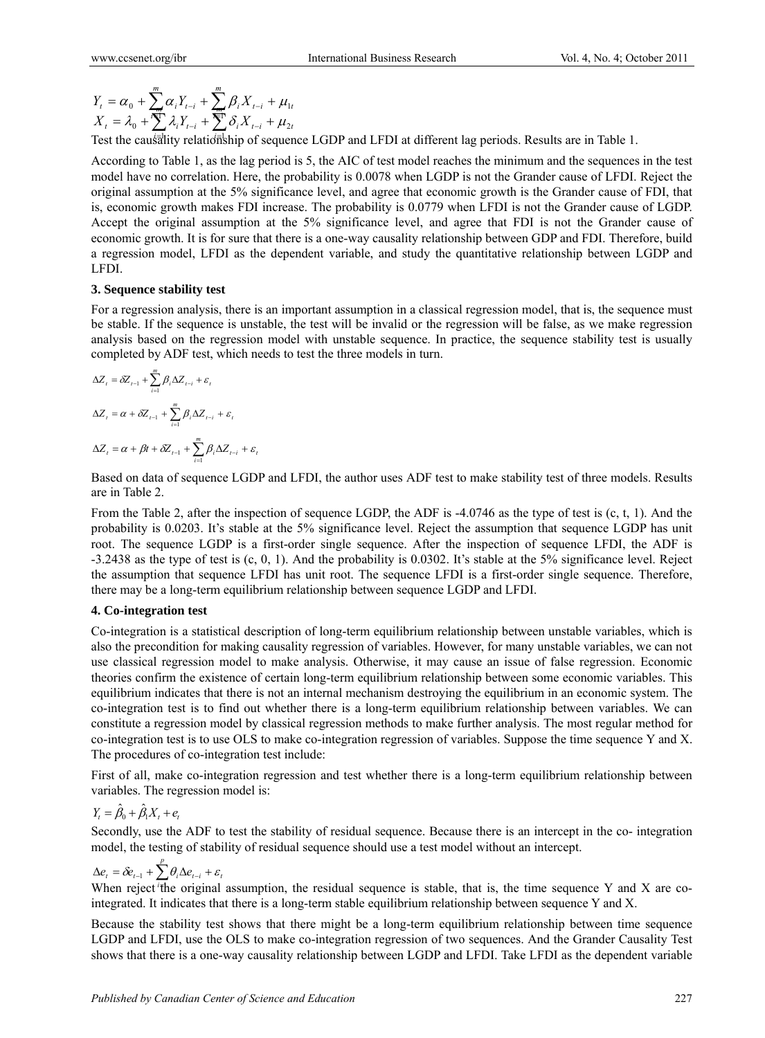$$Y_t = \alpha_0 + \sum_{i=1}^{m} \alpha_i Y_{t-i} + \sum_{i=1}^{m} \beta_i X_{t-i} + \mu_{1t}$$

$$X_t = \lambda_0 + \sum_{i=1}^{m} \lambda_i Y_{t-i} + \sum_{i=1}^{m} \delta_i X_{t-i} + \mu_{2t}$$

Test the causality relationship of sequence LGDP and LFDI at different lag periods. Results are in Table 1.

According to Table 1, as the lag period is 5, the AIC of test model reaches the minimum and the sequences in the test model have no correlation. Here, the probability is 0.0078 when LGDP is not the Grander cause of LFDI. Reject the original assumption at the 5% significance level, and agree that economic growth is the Grander cause of FDI, that is, economic growth makes FDI increase. The probability is 0.0779 when LFDI is not the Grander cause of LGDP. Accept the original assumption at the 5% significance level, and agree that FDI is not the Grander cause of economic growth. It is for sure that there is a one-way causality relationship between GDP and FDI. Therefore, build a regression model, LFDI as the dependent variable, and study the quantitative relationship between LGDP and LFDI.

### 3. Sequence stability test

For a regression analysis, there is an important assumption in a classical regression model, that is, the sequence must be stable. If the sequence is unstable, the test will be invalid or the regression will be false, as we make regression analysis based on the regression model with unstable sequence. In practice, the sequence stability test is usually completed by ADF test, which needs to test the three models in turn.

$$\Delta Z_t = \delta Z_{t-1} + \sum_{i=1}^{m} \beta_i \Delta Z_{t-i} + \varepsilon_t$$

$$\Delta Z_t = \alpha + \delta Z_{t-1} + \sum_{i=1}^{m} \beta_i \Delta Z_{t-i} + \varepsilon_t$$

$$\Delta Z_t = \alpha + \beta t + \delta Z_{t-1} + \sum_{i=1}^{m} \beta_i \Delta Z_{t-i} + \varepsilon_t$$

Based on data of sequence LGDP and LFDI, the author uses ADF test to make stability test of three models. Results are in Table 2.

From the Table 2, after the inspection of sequence LGDP, the ADF is -4.0746 as the type of test is (c, t, 1). And the probability is 0.0203. It's stable at the 5% significance level. Reject the assumption that sequence LGDP has unit root. The sequence LGDP is a first-order single sequence. After the inspection of sequence LFDI, the ADF is -3.2438 as the type of test is (c, 0, 1). And the probability is 0.0302. It's stable at the 5% significance level. Reject the assumption that sequence LFDI has unit root. The sequence LFDI is a first-order single sequence. Therefore, there may be a long-term equilibrium relationship between sequence LGDP and LFDI.

### 4. Co-integration test

Co-integration is a statistical description of long-term equilibrium relationship between unstable variables, which is also the precondition for making causality regression of variables. However, for many unstable variables, we can not use classical regression model to make analysis. Otherwise, it may cause an issue of false regression. Economic theories confirm the existence of certain long-term equilibrium relationship between some economic variables. This equilibrium indicates that there is not an internal mechanism destroying the equilibrium in an economic system. The co-integration test is to find out whether there is a long-term equilibrium relationship between variables. We can constitute a regression model by classical regression methods to make further analysis. The most regular method for co-integration test is to use OLS to make co-integration regression of variables. Suppose the time sequence Y and X. The procedures of co-integration test include:

First of all, make co-integration regression and test whether there is a long-term equilibrium relationship between variables. The regression model is:

$$Y_t = \hat{\beta}_0 + \hat{\beta}_1 X_t + e_t$$

Secondly, use the ADF to test the stability of residual sequence. Because there is an intercept in the co- integration model, the testing of stability of residual sequence should use a test model without an intercept.

$$\Delta e_t = \delta e_{t-1} + \sum_{i}^{p} \theta_i \Delta e_{t-i} + \varepsilon_t$$

When reject the original assumption, the residual sequence is stable, that is, the time sequence Y and X are co-integrated. It indicates that there is a long-term stable equilibrium relationship between sequence Y and X.

Because the stability test shows that there might be a long-term equilibrium relationship between time sequence LGDP and LFDI, use the OLS to make co-integration regression of two sequences. And the Grander Causality Test shows that there is a one-way causality relationship between LGDP and LFDI. Take LFDI as the dependent variable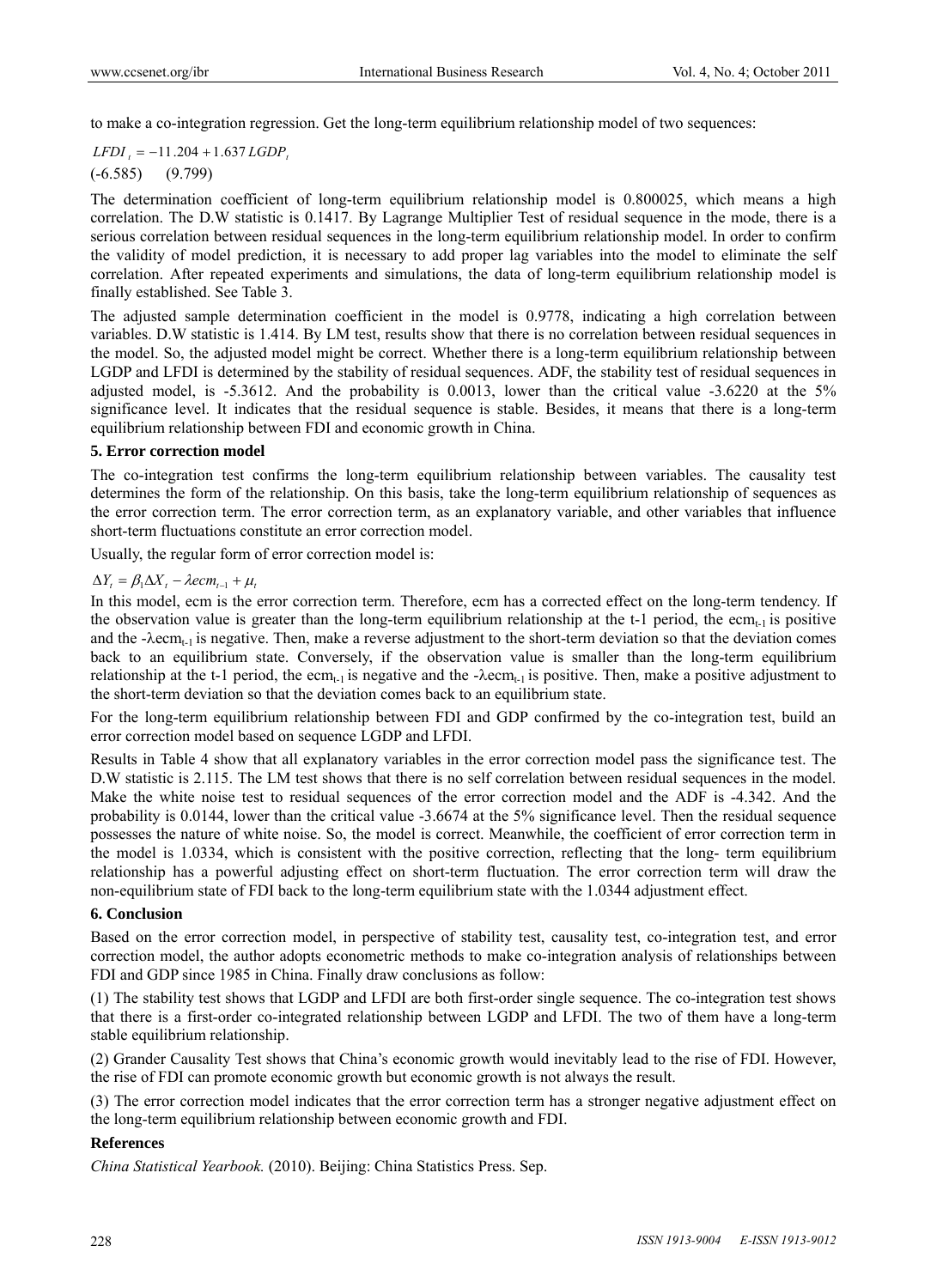to make a co-integration regression. Get the long-term equilibrium relationship model of two sequences:

$$LFDI_t = -11.204 + 1.637\,LGDP_t$$

(-6.585) (9.799)

The determination coefficient of long-term equilibrium relationship model is 0.800025, which means a high correlation. The D.W statistic is 0.1417. By Lagrange Multiplier Test of residual sequence in the mode, there is a serious correlation between residual sequences in the long-term equilibrium relationship model. In order to confirm the validity of model prediction, it is necessary to add proper lag variables into the model to eliminate the self correlation. After repeated experiments and simulations, the data of long-term equilibrium relationship model is finally established. See Table 3.

The adjusted sample determination coefficient in the model is 0.9778, indicating a high correlation between variables. D.W statistic is 1.414. By LM test, results show that there is no correlation between residual sequences in the model. So, the adjusted model might be correct. Whether there is a long-term equilibrium relationship between LGDP and LFDI is determined by the stability of residual sequences. ADF, the stability test of residual sequences in adjusted model, is -5.3612. And the probability is 0.0013, lower than the critical value -3.6220 at the 5% significance level. It indicates that the residual sequence is stable. Besides, it means that there is a long-term equilibrium relationship between FDI and economic growth in China.

### 5. Error correction model

The co-integration test confirms the long-term equilibrium relationship between variables. The causality test determines the form of the relationship. On this basis, take the long-term equilibrium relationship of sequences as the error correction term. The error correction term, as an explanatory variable, and other variables that influence short-term fluctuations constitute an error correction model.

Usually, the regular form of error correction model is:

$$\Delta Y_t = \beta_1 \Delta X_t - \lambda ecm_{t-1} + \mu_t$$

In this model, ecm is the error correction term. Therefore, ecm has a corrected effect on the long-term tendency. If the observation value is greater than the long-term equilibrium relationship at the t-1 period, the $ecm_{t-1}$ is positive and the $-\lambda ecm_{t-1}$ is negative. Then, make a reverse adjustment to the short-term deviation so that the deviation comes back to an equilibrium state. Conversely, if the observation value is smaller than the long-term equilibrium relationship at the t-1 period, the $ecm_{t-1}$ is negative and the $-\lambda ecm_{t-1}$ is positive. Then, make a positive adjustment to the short-term deviation so that the deviation comes back to an equilibrium state.

For the long-term equilibrium relationship between FDI and GDP confirmed by the co-integration test, build an error correction model based on sequence LGDP and LFDI.

Results in Table 4 show that all explanatory variables in the error correction model pass the significance test. The D.W statistic is 2.115. The LM test shows that there is no self correlation between residual sequences in the model. Make the white noise test to residual sequences of the error correction model and the ADF is -4.342. And the probability is 0.0144, lower than the critical value -3.6674 at the 5% significance level. Then the residual sequence possesses the nature of white noise. So, the model is correct. Meanwhile, the coefficient of error correction term in the model is 1.0334, which is consistent with the positive correction, reflecting that the long- term equilibrium relationship has a powerful adjusting effect on short-term fluctuation. The error correction term will draw the non-equilibrium state of FDI back to the long-term equilibrium state with the 1.0344 adjustment effect.

### 6. Conclusion

Based on the error correction model, in perspective of stability test, causality test, co-integration test, and error correction model, the author adopts econometric methods to make co-integration analysis of relationships between FDI and GDP since 1985 in China. Finally draw conclusions as follow:

(1) The stability test shows that LGDP and LFDI are both first-order single sequence. The co-integration test shows that there is a first-order co-integrated relationship between LGDP and LFDI. The two of them have a long-term stable equilibrium relationship.

(2) Grander Causality Test shows that China's economic growth would inevitably lead to the rise of FDI. However, the rise of FDI can promote economic growth but economic growth is not always the result.

(3) The error correction model indicates that the error correction term has a stronger negative adjustment effect on the long-term equilibrium relationship between economic growth and FDI.

### References

*China Statistical Yearbook.* (2010). Beijing: China Statistics Press. Sep.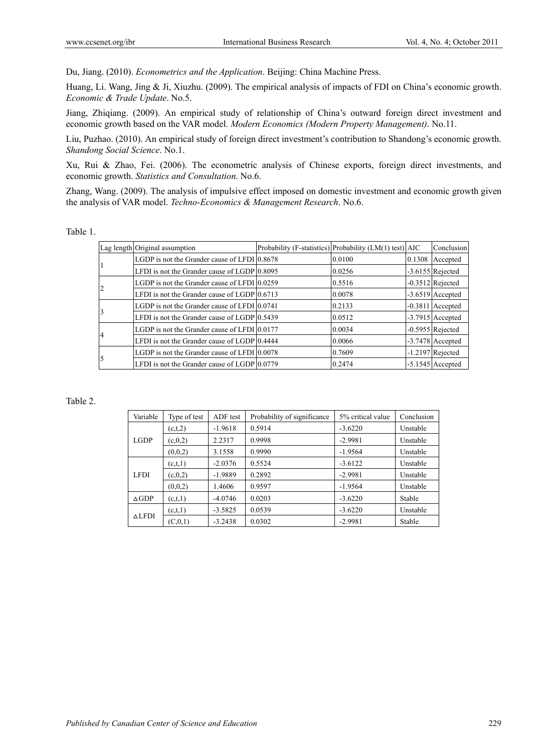Du, Jiang. (2010). *Econometrics and the Application*. Beijing: China Machine Press.

Huang, Li. Wang, Jing & Ji, Xiuzhu. (2009). The empirical analysis of impacts of FDI on China's economic growth. *Economic & Trade Update*. No.5.

Jiang, Zhiqiang. (2009). An empirical study of relationship of China's outward foreign direct investment and economic growth based on the VAR model. *Modern Economics (Modern Property Management)*. No.11.

Liu, Puzhao. (2010). An empirical study of foreign direct investment's contribution to Shandong's economic growth. *Shandong Social Science*. No.1.

Xu, Rui & Zhao, Fei. (2006). The econometric analysis of Chinese exports, foreign direct investments, and economic growth. *Statistics and Consultation*. No.6.

Zhang, Wang. (2009). The analysis of impulsive effect imposed on domestic investment and economic growth given the analysis of VAR model. *Techno-Economics & Management Research*. No.6.

Table 1.

| Lag length | Original assumption | Probability (F-statistics) | Probability (LM(1) test) | AIC | Conclusion |
|---|---|---|---|---|---|
| 1 | LGDP is not the Grander cause of LFDI | 0.8678 | 0.0100 | 0.1308 | Accepted |
| | LFDI is not the Grander cause of LGDP | 0.8095 | 0.0256 | -3.6155 | Rejected |
| 2 | LGDP is not the Grander cause of LFDI | 0.0259 | 0.5516 | -0.3512 | Rejected |
| | LFDI is not the Grander cause of LGDP | 0.6713 | 0.0078 | -3.6519 | Accepted |
| 3 | LGDP is not the Grander cause of LFDI | 0.0741 | 0.2133 | -0.3811 | Accepted |
| | LFDI is not the Grander cause of LGDP | 0.5439 | 0.0512 | -3.7915 | Accepted |
| 4 | LGDP is not the Grander cause of LFDI | 0.0177 | 0.0034 | -0.5955 | Rejected |
| | LFDI is not the Grander cause of LGDP | 0.4444 | 0.0066 | -3.7478 | Accepted |
| 5 | LGDP is not the Grander cause of LFDI | 0.0078 | 0.7609 | -1.2197 | Rejected |
| | LFDI is not the Grander cause of LGDP | 0.0779 | 0.2474 | -5.1545 | Accepted |

Table 2.

| Variable | Type of test | ADF test | Probability of significance | 5% critical value | Conclusion |
|---|---|---|---|---|---|
| LGDP | (c,t,2) | -1.9618 | 0.5914 | -3.6220 | Unstable |
| | (c,0,2) | 2.2317 | 0.9998 | -2.9981 | Unstable |
| | (0,0,2) | 3.1558 | 0.9990 | -1.9564 | Unstable |
| LFDI | (c,t,1) | -2.0376 | 0.5524 | -3.6122 | Unstable |
| | (c,0,2) | -1.9889 | 0.2892 | -2.9981 | Unstable |
| | (0,0,2) | 1.4606 | 0.9597 | -1.9564 | Unstable |
| ΔGDP | (c,t,1) | -4.0746 | 0.0203 | -3.6220 | Stable |
| ΔLFDI | (c,t,1) | -3.5825 | 0.0539 | -3.6220 | Unstable |
| | (C,0,1) | -3.2438 | 0.0302 | -2.9981 | Stable |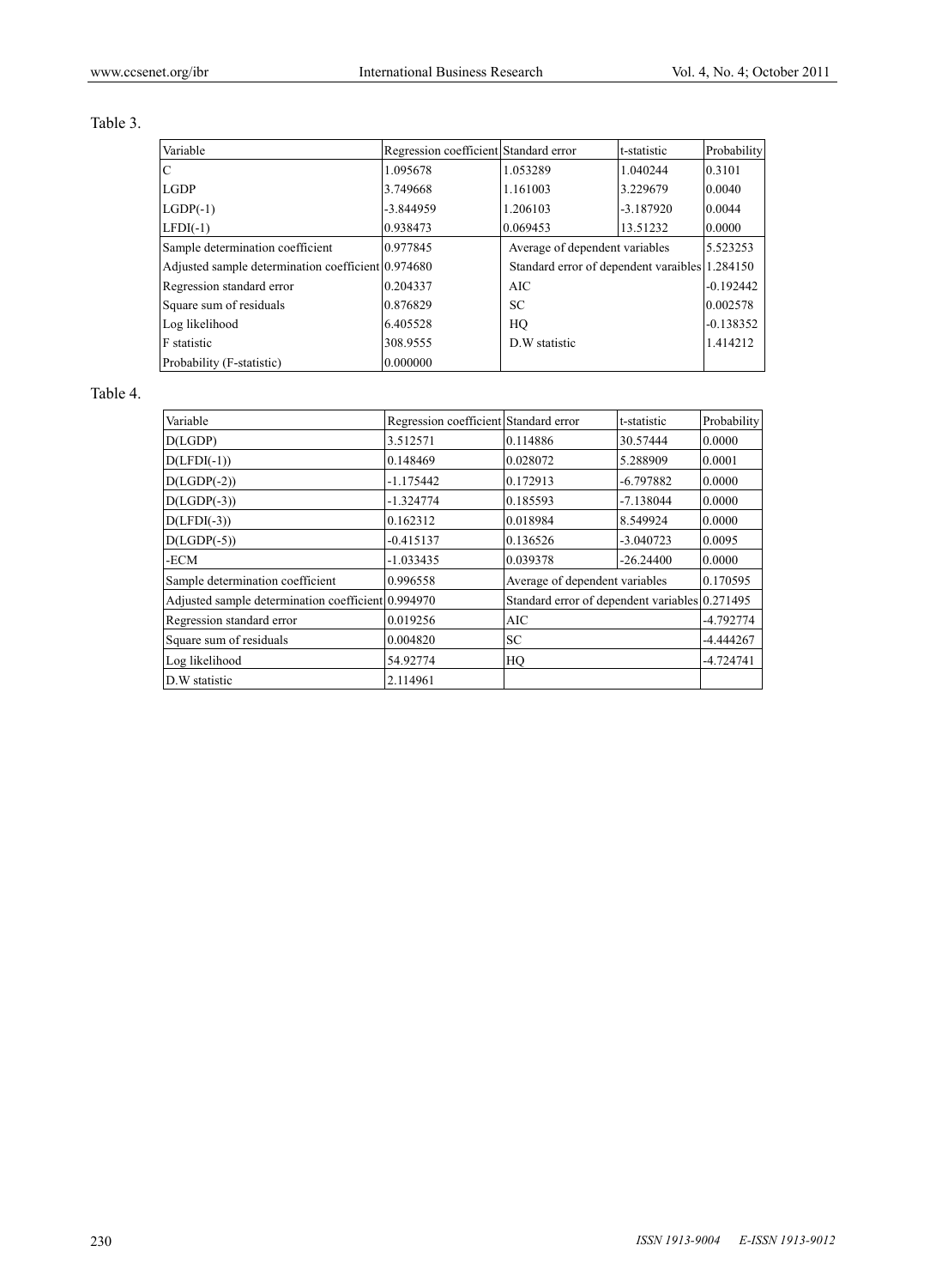Table 3.

| Variable | Regression coefficient | Standard error | t-statistic | Probability |
|---|---|---|---|---|
| C | 1.095678 | 1.053289 | 1.040244 | 0.3101 |
| LGDP | 3.749668 | 1.161003 | 3.229679 | 0.0040 |
| LGDP(-1) | -3.844959 | 1.206103 | -3.187920 | 0.0044 |
| LFDI(-1) | 0.938473 | 0.069453 | 13.51232 | 0.0000 |
| Sample determination coefficient | 0.977845 | Average of dependent variables | | 5.523253 |
| Adjusted sample determination coefficient | 0.974680 | Standard error of dependent varaibles | | 1.284150 |
| Regression standard error | 0.204337 | AIC | | -0.192442 |
| Square sum of residuals | 0.876829 | SC | | 0.002578 |
| Log likelihood | 6.405528 | HQ | | -0.138352 |
| F statistic | 308.9555 | D.W statistic | | 1.414212 |
| Probability (F-statistic) | 0.000000 | | | |

Table 4.

| Variable | Regression coefficient | Standard error | t-statistic | Probability |
|---|---|---|---|---|
| D(LGDP) | 3.512571 | 0.114886 | 30.57444 | 0.0000 |
| D(LFDI(-1)) | 0.148469 | 0.028072 | 5.288909 | 0.0001 |
| D(LGDP(-2)) | -1.175442 | 0.172913 | -6.797882 | 0.0000 |
| D(LGDP(-3)) | -1.324774 | 0.185593 | -7.138044 | 0.0000 |
| D(LFDI(-3)) | 0.162312 | 0.018984 | 8.549924 | 0.0000 |
| D(LGDP(-5)) | -0.415137 | 0.136526 | -3.040723 | 0.0095 |
| -ECM | -1.033435 | 0.039378 | -26.24400 | 0.0000 |
| Sample determination coefficient | 0.996558 | Average of dependent variables | | 0.170595 |
| Adjusted sample determination coefficient | 0.994970 | Standard error of dependent variables | | 0.271495 |
| Regression standard error | 0.019256 | AIC | | -4.792774 |
| Square sum of residuals | 0.004820 | SC | | -4.444267 |
| Log likelihood | 54.92774 | HQ | | -4.724741 |
| D.W statistic | 2.114961 | | | |